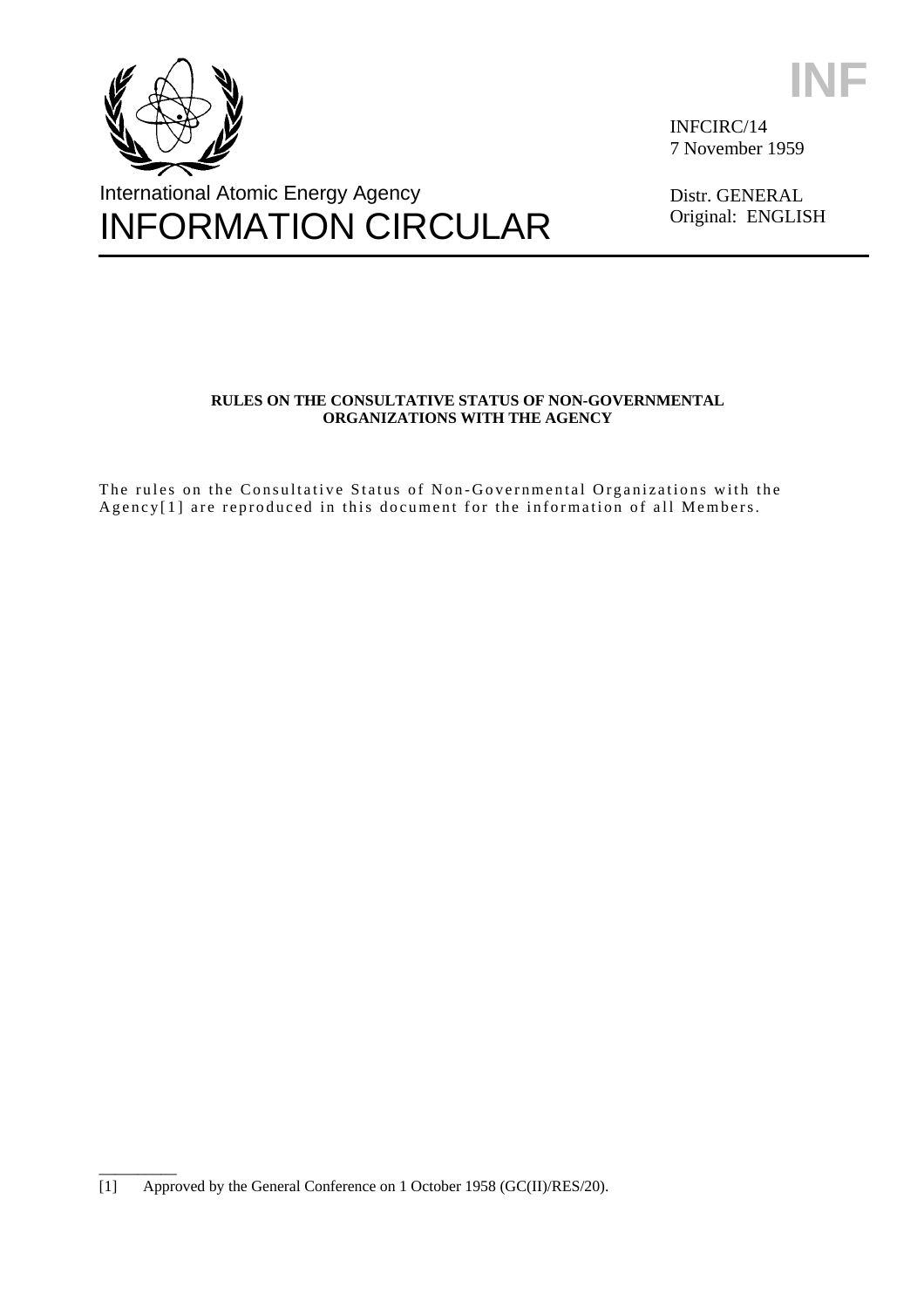International Atomic Energy Agency

# INFORMATION CIRCULAR

INF

INFCIRC/14
7 November 1959

Distr. GENERAL
Original: ENGLISH

**RULES ON THE CONSULTATIVE STATUS OF NON-GOVERNMENTAL ORGANIZATIONS WITH THE AGENCY**

The rules on the Consultative Status of Non-Governmental Organizations with the Agency[1] are reproduced in this document for the information of all Members.

---

[1] Approved by the General Conference on 1 October 1958 (GC(II)/RES/20).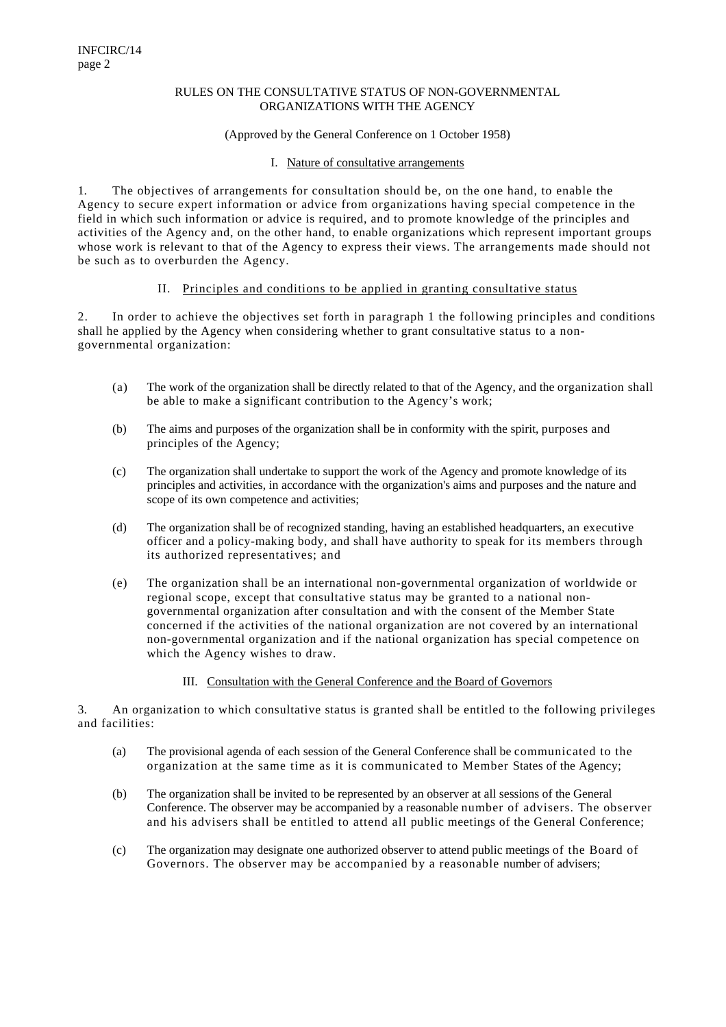## RULES ON THE CONSULTATIVE STATUS OF NON-GOVERNMENTAL ORGANIZATIONS WITH THE AGENCY

(Approved by the General Conference on 1 October 1958)

### I. Nature of consultative arrangements

1. The objectives of arrangements for consultation should be, on the one hand, to enable the Agency to secure expert information or advice from organizations having special competence in the field in which such information or advice is required, and to promote knowledge of the principles and activities of the Agency and, on the other hand, to enable organizations which represent important groups whose work is relevant to that of the Agency to express their views. The arrangements made should not be such as to overburden the Agency.

### II. Principles and conditions to be applied in granting consultative status

2. In order to achieve the objectives set forth in paragraph 1 the following principles and conditions shall he applied by the Agency when considering whether to grant consultative status to a non-governmental organization:

(a) The work of the organization shall be directly related to that of the Agency, and the organization shall be able to make a significant contribution to the Agency's work;

(b) The aims and purposes of the organization shall be in conformity with the spirit, purposes and principles of the Agency;

(c) The organization shall undertake to support the work of the Agency and promote knowledge of its principles and activities, in accordance with the organization's aims and purposes and the nature and scope of its own competence and activities;

(d) The organization shall be of recognized standing, having an established headquarters, an executive officer and a policy-making body, and shall have authority to speak for its members through its authorized representatives; and

(e) The organization shall be an international non-governmental organization of worldwide or regional scope, except that consultative status may be granted to a national non-governmental organization after consultation and with the consent of the Member State concerned if the activities of the national organization are not covered by an international non-governmental organization and if the national organization has special competence on which the Agency wishes to draw.

### III. Consultation with the General Conference and the Board of Governors

3. An organization to which consultative status is granted shall be entitled to the following privileges and facilities:

(a) The provisional agenda of each session of the General Conference shall be communicated to the organization at the same time as it is communicated to Member States of the Agency;

(b) The organization shall be invited to be represented by an observer at all sessions of the General Conference. The observer may be accompanied by a reasonable number of advisers. The observer and his advisers shall be entitled to attend all public meetings of the General Conference;

(c) The organization may designate one authorized observer to attend public meetings of the Board of Governors. The observer may be accompanied by a reasonable number of advisers;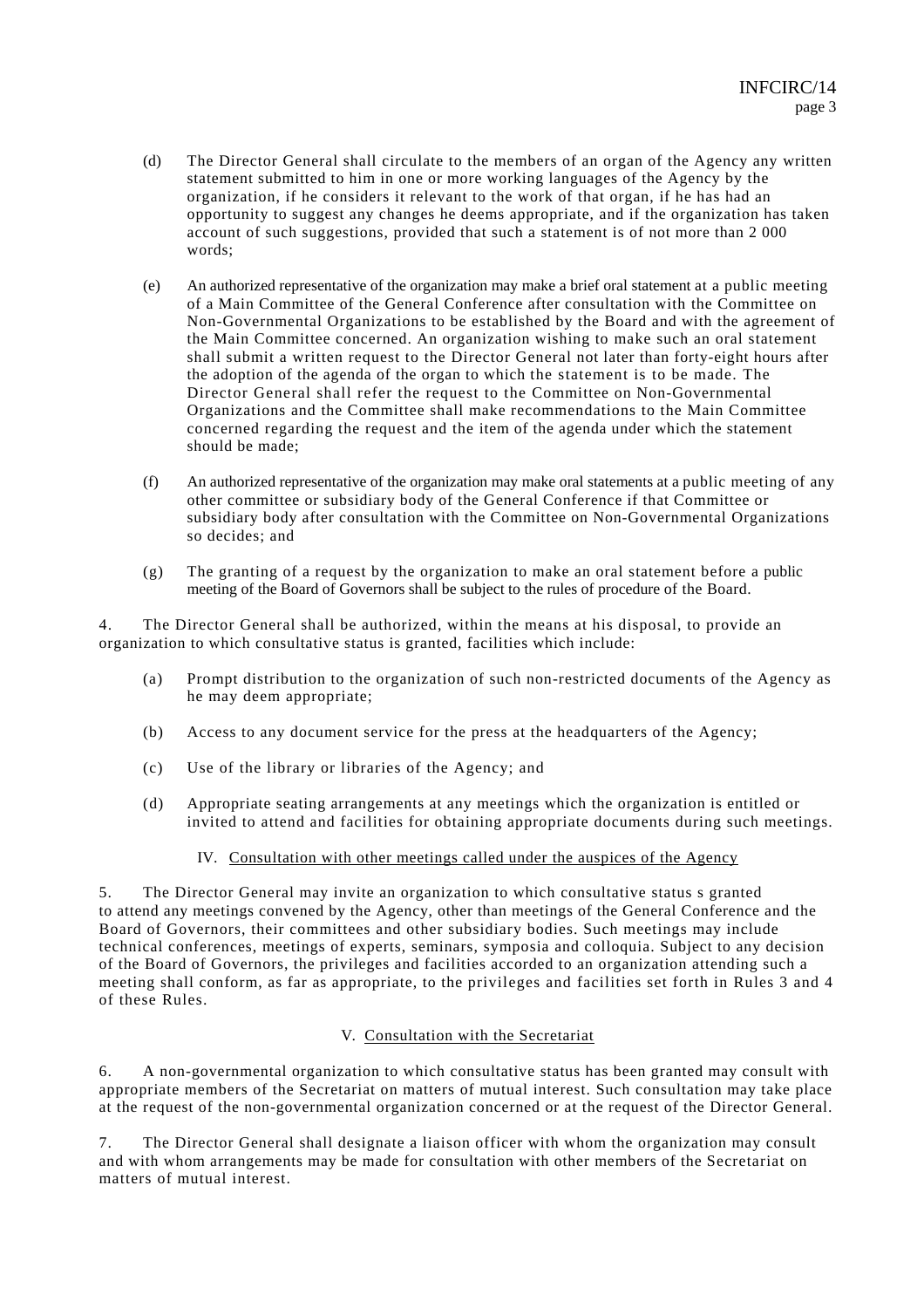(d) The Director General shall circulate to the members of an organ of the Agency any written statement submitted to him in one or more working languages of the Agency by the organization, if he considers it relevant to the work of that organ, if he has had an opportunity to suggest any changes he deems appropriate, and if the organization has taken account of such suggestions, provided that such a statement is of not more than 2 000 words;

(e) An authorized representative of the organization may make a brief oral statement at a public meeting of a Main Committee of the General Conference after consultation with the Committee on Non-Governmental Organizations to be established by the Board and with the agreement of the Main Committee concerned. An organization wishing to make such an oral statement shall submit a written request to the Director General not later than forty-eight hours after the adoption of the agenda of the organ to which the statement is to be made. The Director General shall refer the request to the Committee on Non-Governmental Organizations and the Committee shall make recommendations to the Main Committee concerned regarding the request and the item of the agenda under which the statement should be made;

(f) An authorized representative of the organization may make oral statements at a public meeting of any other committee or subsidiary body of the General Conference if that Committee or subsidiary body after consultation with the Committee on Non-Governmental Organizations so decides; and

(g) The granting of a request by the organization to make an oral statement before a public meeting of the Board of Governors shall be subject to the rules of procedure of the Board.

4. The Director General shall be authorized, within the means at his disposal, to provide an organization to which consultative status is granted, facilities which include:

(a) Prompt distribution to the organization of such non-restricted documents of the Agency as he may deem appropriate;

(b) Access to any document service for the press at the headquarters of the Agency;

(c) Use of the library or libraries of the Agency; and

(d) Appropriate seating arrangements at any meetings which the organization is entitled or invited to attend and facilities for obtaining appropriate documents during such meetings.

## IV. Consultation with other meetings called under the auspices of the Agency

5. The Director General may invite an organization to which consultative status s granted to attend any meetings convened by the Agency, other than meetings of the General Conference and the Board of Governors, their committees and other subsidiary bodies. Such meetings may include technical conferences, meetings of experts, seminars, symposia and colloquia. Subject to any decision of the Board of Governors, the privileges and facilities accorded to an organization attending such a meeting shall conform, as far as appropriate, to the privileges and facilities set forth in Rules 3 and 4 of these Rules.

## V. Consultation with the Secretariat

6. A non-governmental organization to which consultative status has been granted may consult with appropriate members of the Secretariat on matters of mutual interest. Such consultation may take place at the request of the non-governmental organization concerned or at the request of the Director General.

7. The Director General shall designate a liaison officer with whom the organization may consult and with whom arrangements may be made for consultation with other members of the Secretariat on matters of mutual interest.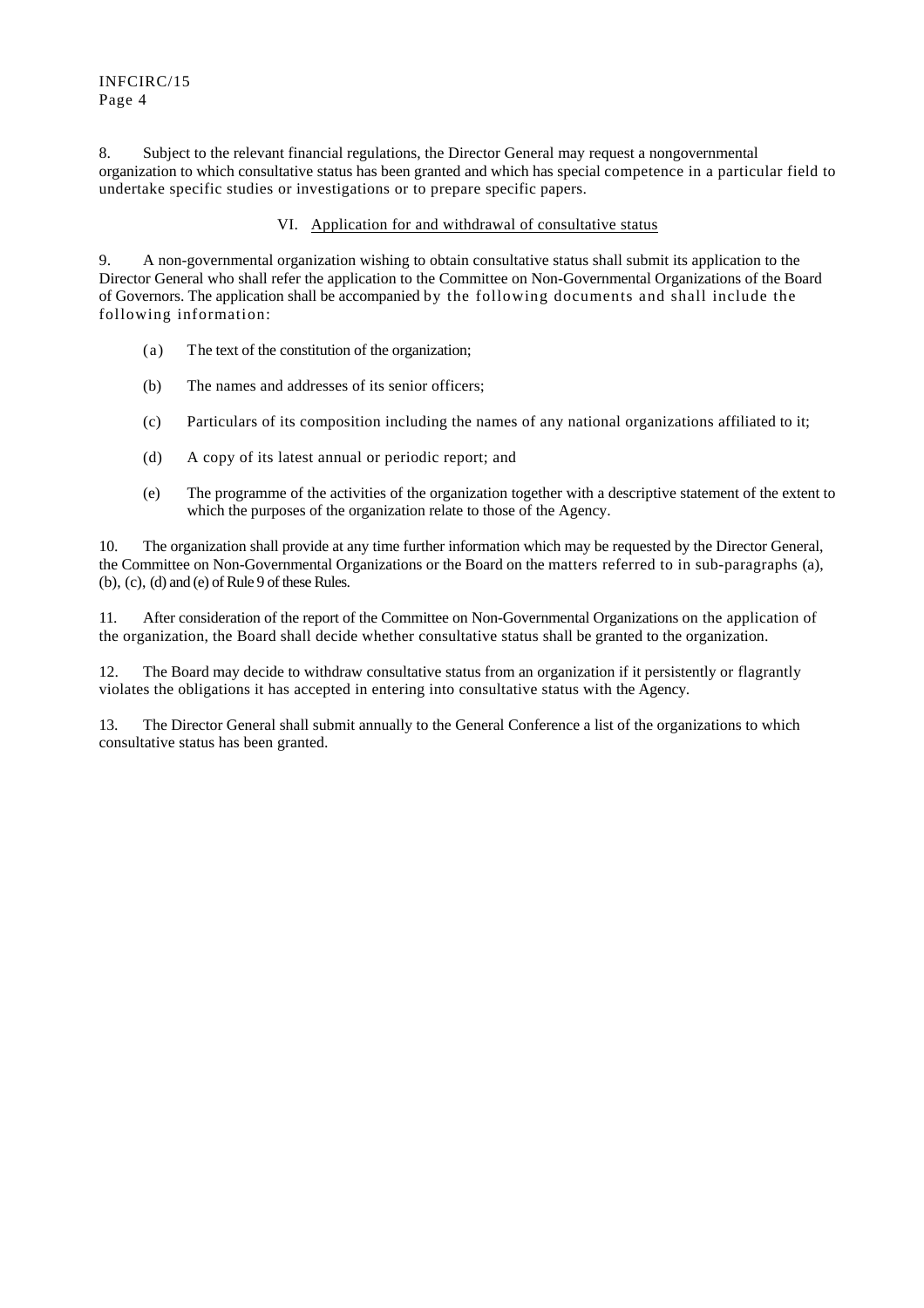8. Subject to the relevant financial regulations, the Director General may request a nongovernmental organization to which consultative status has been granted and which has special competence in a particular field to undertake specific studies or investigations or to prepare specific papers.

## VI. Application for and withdrawal of consultative status

9. A non-governmental organization wishing to obtain consultative status shall submit its application to the Director General who shall refer the application to the Committee on Non-Governmental Organizations of the Board of Governors. The application shall be accompanied by the following documents and shall include the following information:

(a) The text of the constitution of the organization;

(b) The names and addresses of its senior officers;

(c) Particulars of its composition including the names of any national organizations affiliated to it;

(d) A copy of its latest annual or periodic report; and

(e) The programme of the activities of the organization together with a descriptive statement of the extent to which the purposes of the organization relate to those of the Agency.

10. The organization shall provide at any time further information which may be requested by the Director General, the Committee on Non-Governmental Organizations or the Board on the matters referred to in sub-paragraphs (a), (b), (c), (d) and (e) of Rule 9 of these Rules.

11. After consideration of the report of the Committee on Non-Governmental Organizations on the application of the organization, the Board shall decide whether consultative status shall be granted to the organization.

12. The Board may decide to withdraw consultative status from an organization if it persistently or flagrantly violates the obligations it has accepted in entering into consultative status with the Agency.

13. The Director General shall submit annually to the General Conference a list of the organizations to which consultative status has been granted.